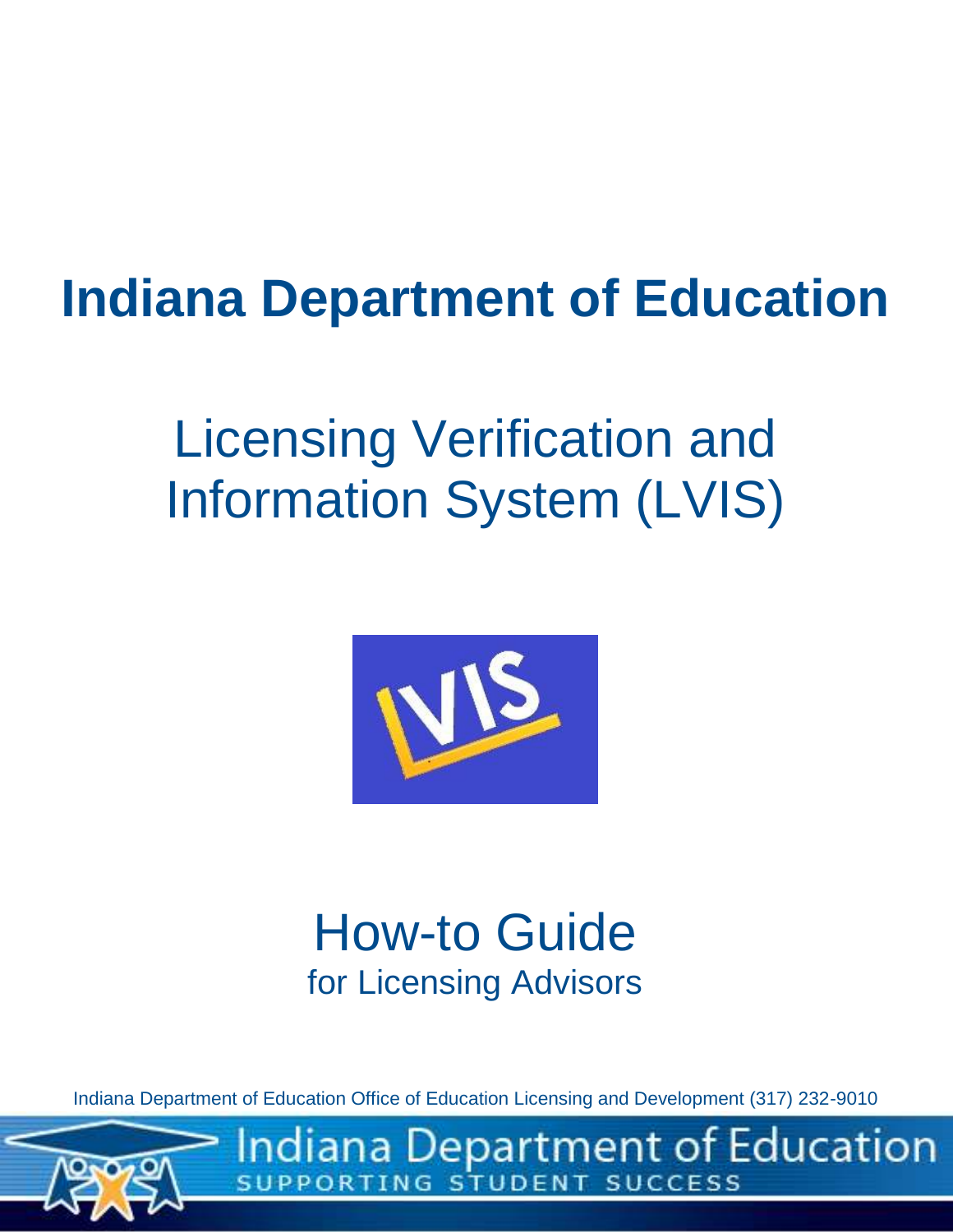# Indiana Department of Education

## Licensing Verification and Information System (LVIS)

## How-to Guide
for Licensing Advisors

Indiana Department of Education Office of Education Licensing and Development (317) 232-9010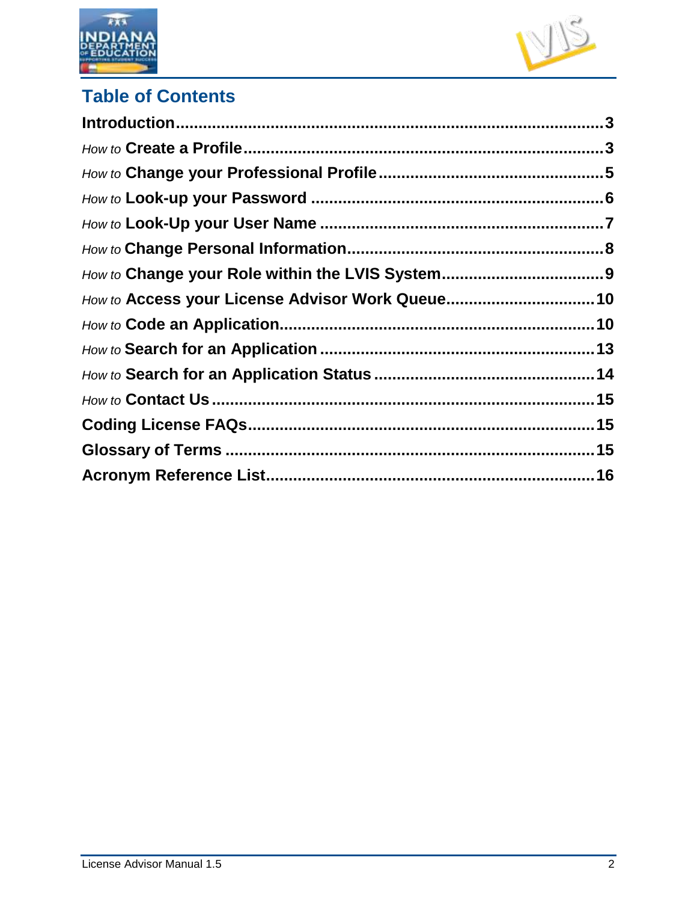## Table of Contents

**Introduction**......................................................................................**3**

*How to* **Create a Profile**..........................................................................**3**

*How to* **Change your Professional Profile**..................................................**5**

*How to* **Look-up your Password** ...............................................................**6**

*How to* **Look-Up your User Name** ............................................................**7**

*How to* **Change Personal Information**........................................................**8**

*How to* **Change your Role within the LVIS System**.....................................**9**

*How to* **Access your License Advisor Work Queue**.................................**10**

*How to* **Code an Application**....................................................................**10**

*How to* **Search for an Application** ...........................................................**13**

*How to* **Search for an Application Status** ................................................**14**

*How to* **Contact Us** ...................................................................................**15**

**Coding License FAQs**...................................................................................**15**

**Glossary of Terms** .......................................................................................**15**

**Acronym Reference List**...............................................................................**16**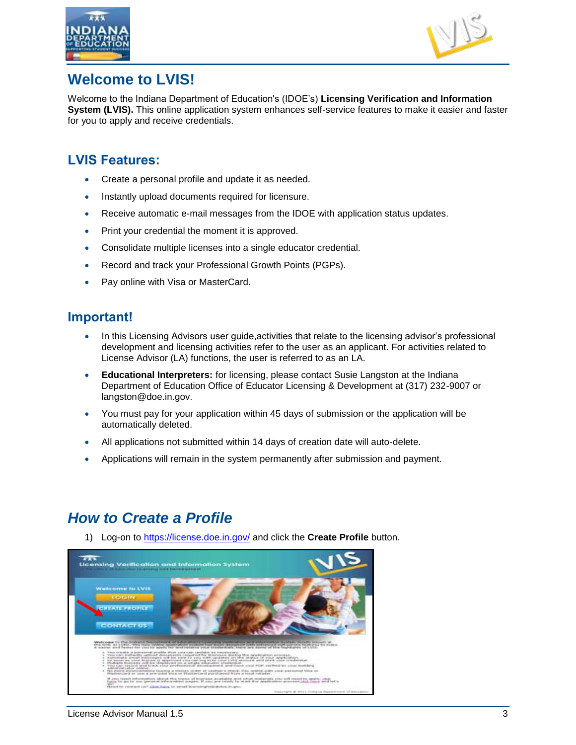# Welcome to LVIS!

Welcome to the Indiana Department of Education's (IDOE's) **Licensing Verification and Information System (LVIS).** This online application system enhances self-service features to make it easier and faster for you to apply and receive credentials.

## LVIS Features:

- Create a personal profile and update it as needed.
- Instantly upload documents required for licensure.
- Receive automatic e-mail messages from the IDOE with application status updates.
- Print your credential the moment it is approved.
- Consolidate multiple licenses into a single educator credential.
- Record and track your Professional Growth Points (PGPs).
- Pay online with Visa or MasterCard.

## Important!

- In this Licensing Advisors user guide,activities that relate to the licensing advisor's professional development and licensing activities refer to the user as an applicant. For activities related to License Advisor (LA) functions, the user is referred to as an LA.
- **Educational Interpreters:** for licensing, please contact Susie Langston at the Indiana Department of Education Office of Educator Licensing & Development at (317) 232-9007 or langston@doe.in.gov.
- You must pay for your application within 45 days of submission or the application will be automatically deleted.
- All applications not submitted within 14 days of creation date will auto-delete.
- Applications will remain in the system permanently after submission and payment.

# *How to Create a Profile*

1) Log-on to [https://license.doe.in.gov/](https://license.doe.in.gov/) and click the **Create Profile** button.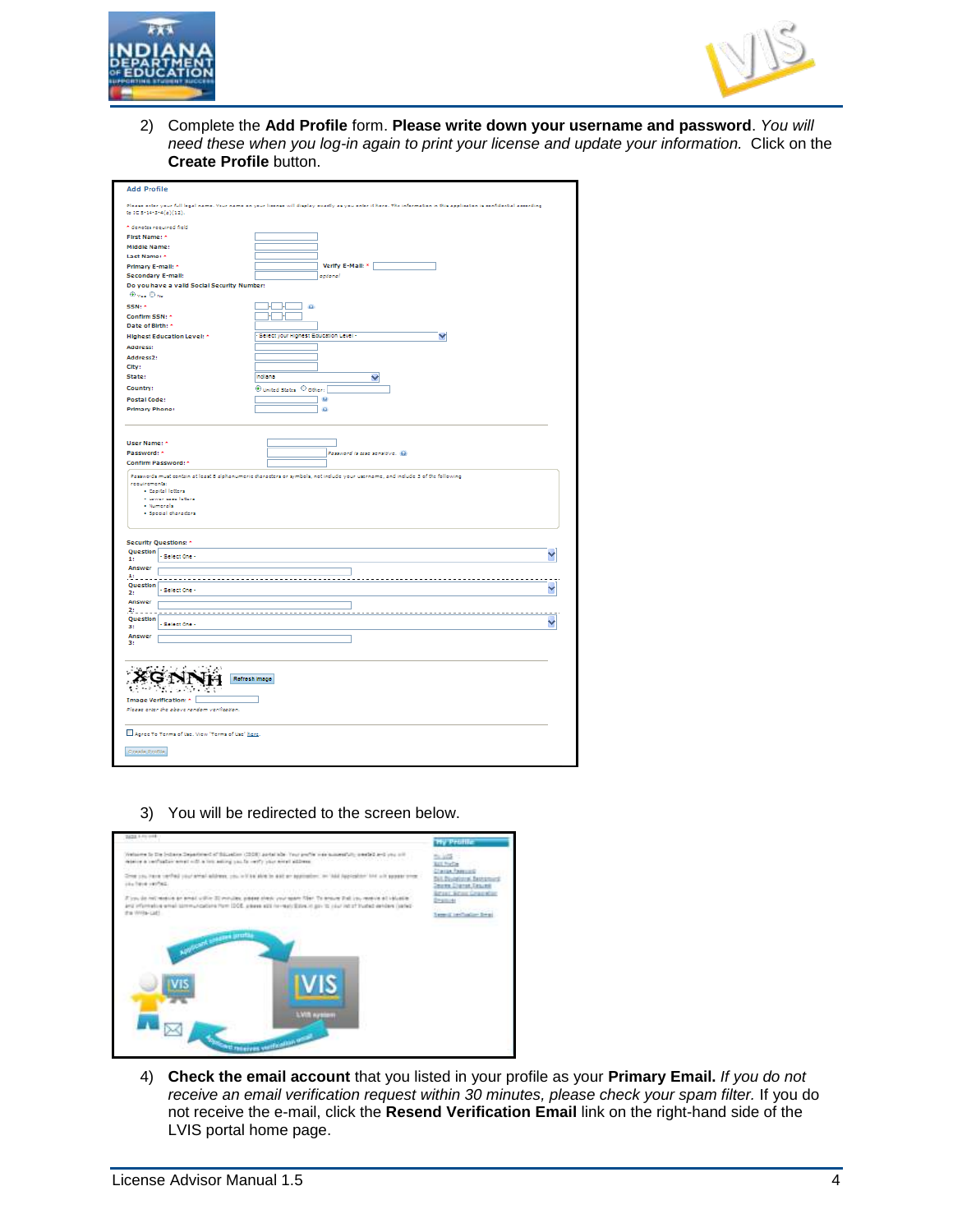2) Complete the **Add Profile** form. **Please write down your username and password**. *You will need these when you log-in again to print your license and update your information.* Click on the **Create Profile** button.

3) You will be redirected to the screen below.

4) **Check the email account** that you listed in your profile as your **Primary Email.** *If you do not receive an email verification request within 30 minutes, please check your spam filter.* If you do not receive the e-mail, click the **Resend Verification Email** link on the right-hand side of the LVIS portal home page.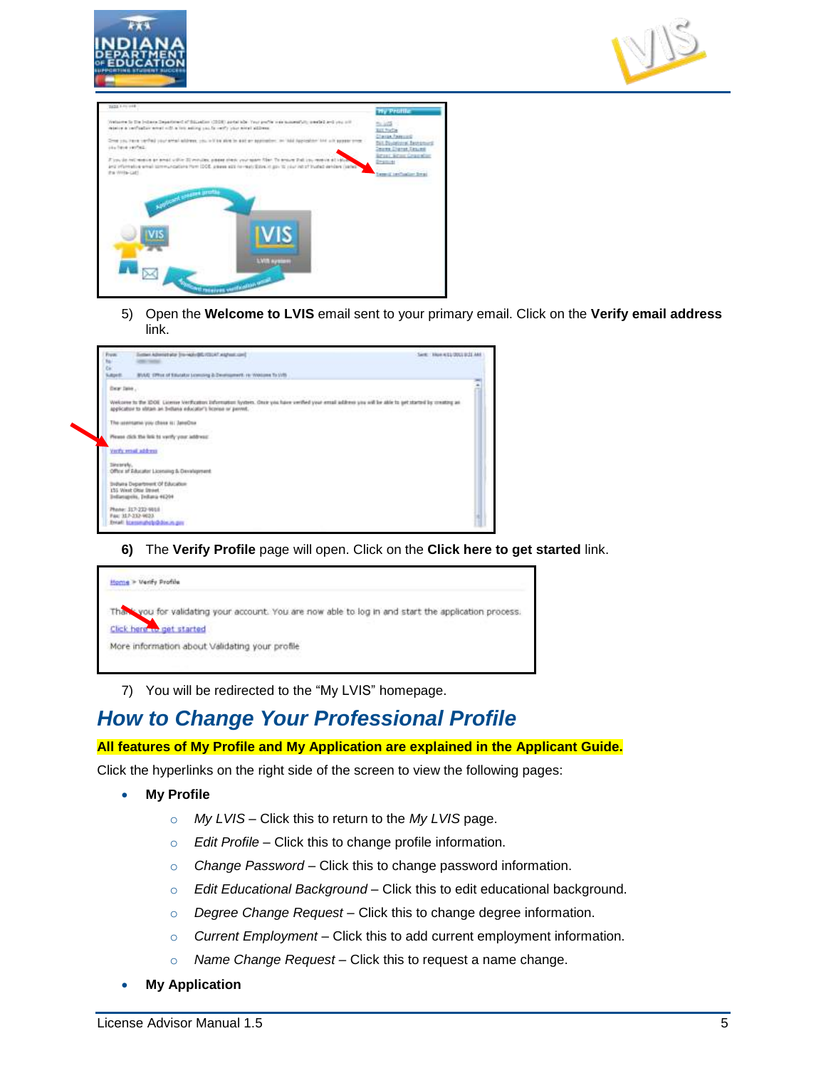5) Open the **Welcome to LVIS** email sent to your primary email. Click on the **Verify email address** link.

**6)** The **Verify Profile** page will open. Click on the **Click here to get started** link.

7) You will be redirected to the "My LVIS" homepage.

## How to Change Your Professional Profile

**All features of My Profile and My Application are explained in the Applicant Guide.**

Click the hyperlinks on the right side of the screen to view the following pages:

- **My Profile**
  - *My LVIS* – Click this to return to the *My LVIS* page.
  - *Edit Profile* – Click this to change profile information.
  - *Change Password* – Click this to change password information.
  - *Edit Educational Background* – Click this to edit educational background.
  - *Degree Change Request* – Click this to change degree information.
  - *Current Employment* – Click this to add current employment information.
  - *Name Change Request* – Click this to request a name change.
- **My Application**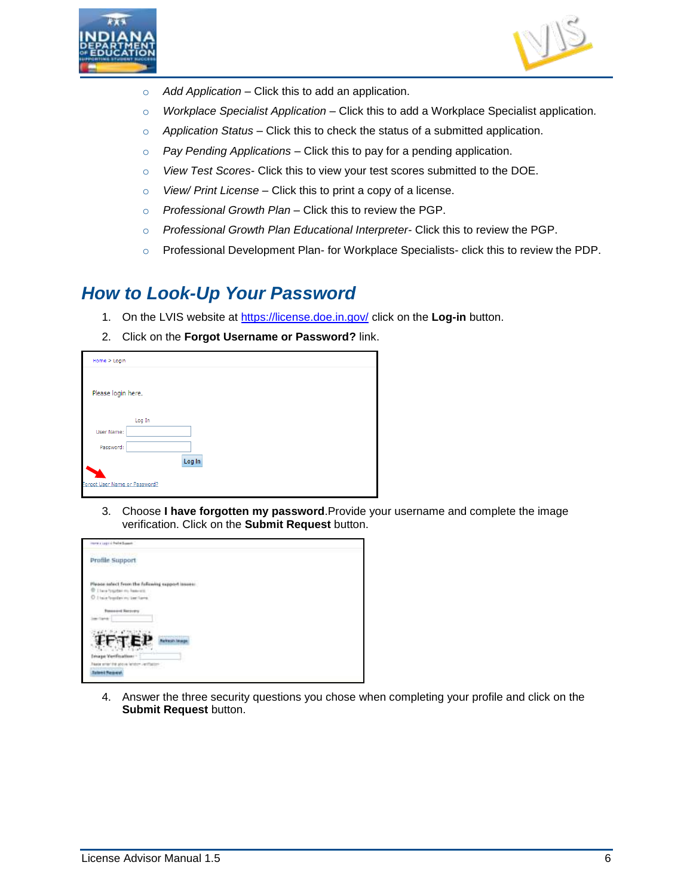- *Add Application* – Click this to add an application.
- *Workplace Specialist Application* – Click this to add a Workplace Specialist application.
- *Application Status* – Click this to check the status of a submitted application.
- *Pay Pending Applications* – Click this to pay for a pending application.
- *View Test Scores*- Click this to view your test scores submitted to the DOE.
- *View/ Print License* – Click this to print a copy of a license.
- *Professional Growth Plan* – Click this to review the PGP.
- *Professional Growth Plan Educational Interpreter*- Click this to review the PGP.
- Professional Development Plan- for Workplace Specialists- click this to review the PDP.

## How to Look-Up Your Password

1. On the LVIS website at https://license.doe.in.gov/ click on the **Log-in** button.
2. Click on the **Forgot Username or Password?** link.
3. Choose **I have forgotten my password**.Provide your username and complete the image verification. Click on the **Submit Request** button.
4. Answer the three security questions you chose when completing your profile and click on the **Submit Request** button.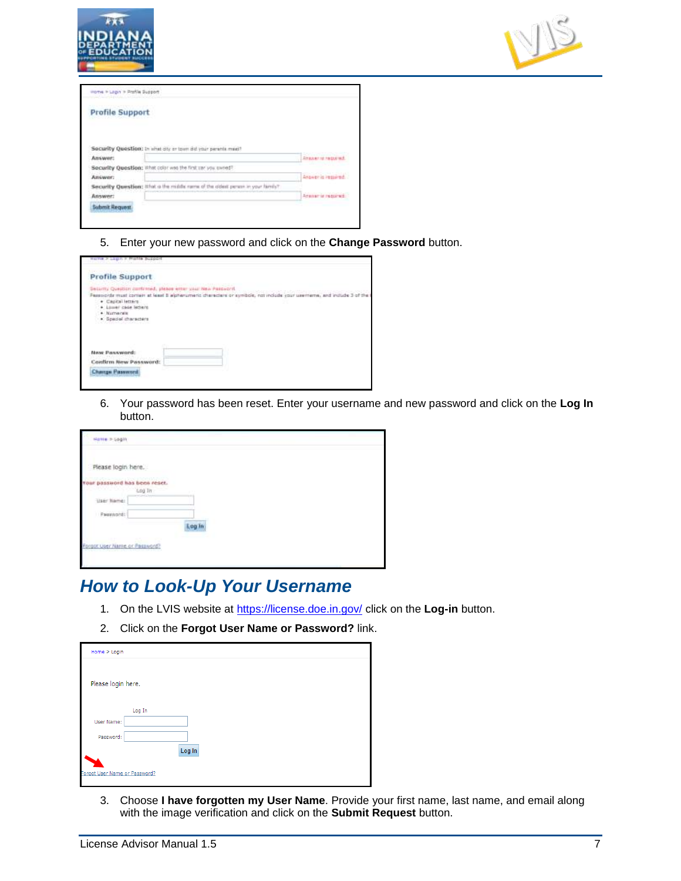5. Enter your new password and click on the **Change Password** button.

6. Your password has been reset. Enter your username and new password and click on the **Log In** button.

## How to Look-Up Your Username

1. On the LVIS website at https://license.doe.in.gov/ click on the **Log-in** button.
2. Click on the **Forgot User Name or Password?** link.
3. Choose **I have forgotten my User Name**. Provide your first name, last name, and email along with the image verification and click on the **Submit Request** button.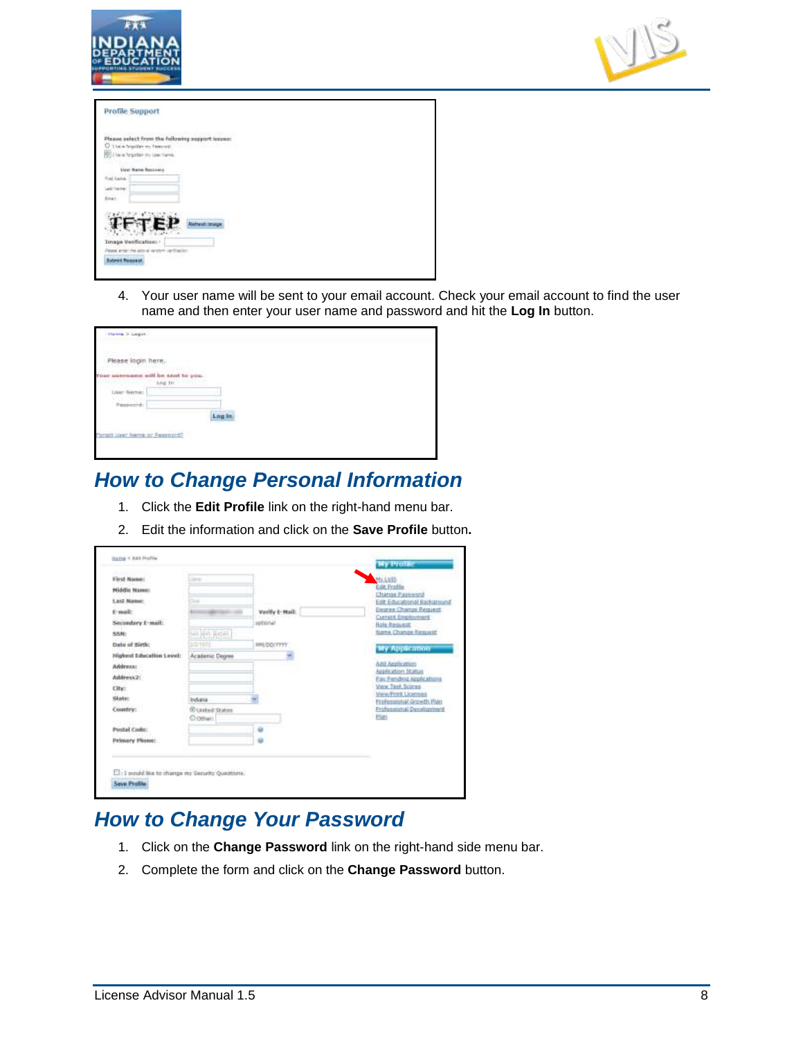4. Your user name will be sent to your email account. Check your email account to find the user name and then enter your user name and password and hit the **Log In** button.

## How to Change Personal Information

1. Click the **Edit Profile** link on the right-hand menu bar.
2. Edit the information and click on the **Save Profile** button.

## How to Change Your Password

1. Click on the **Change Password** link on the right-hand side menu bar.
2. Complete the form and click on the **Change Password** button.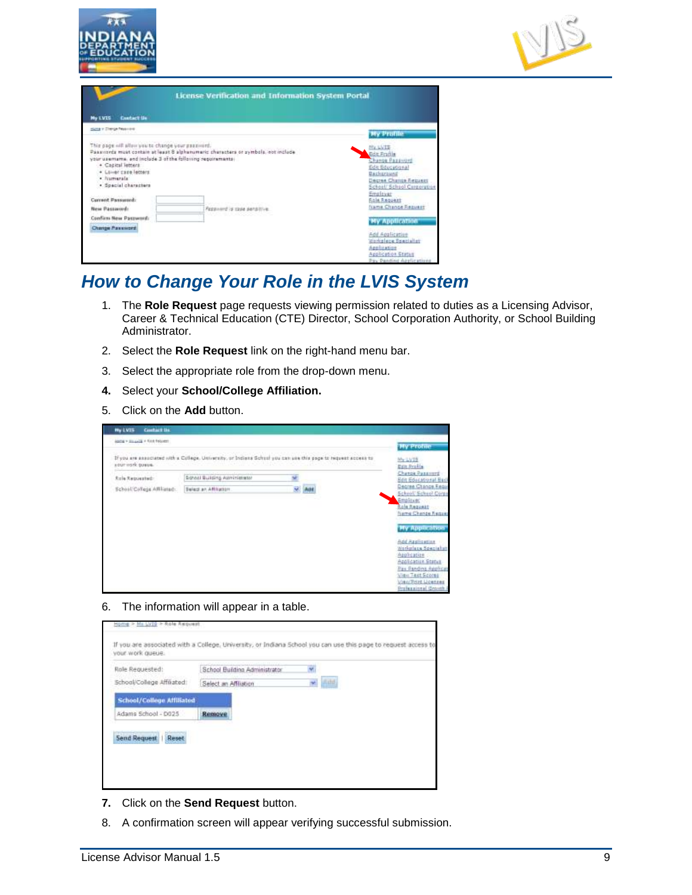## How to Change Your Role in the LVIS System

1. The **Role Request** page requests viewing permission related to duties as a Licensing Advisor, Career & Technical Education (CTE) Director, School Corporation Authority, or School Building Administrator.
2. Select the **Role Request** link on the right-hand menu bar.
3. Select the appropriate role from the drop-down menu.
4. Select your **School/College Affiliation.**
5. Click on the **Add** button.

6. The information will appear in a table.

7. Click on the **Send Request** button.
8. A confirmation screen will appear verifying successful submission.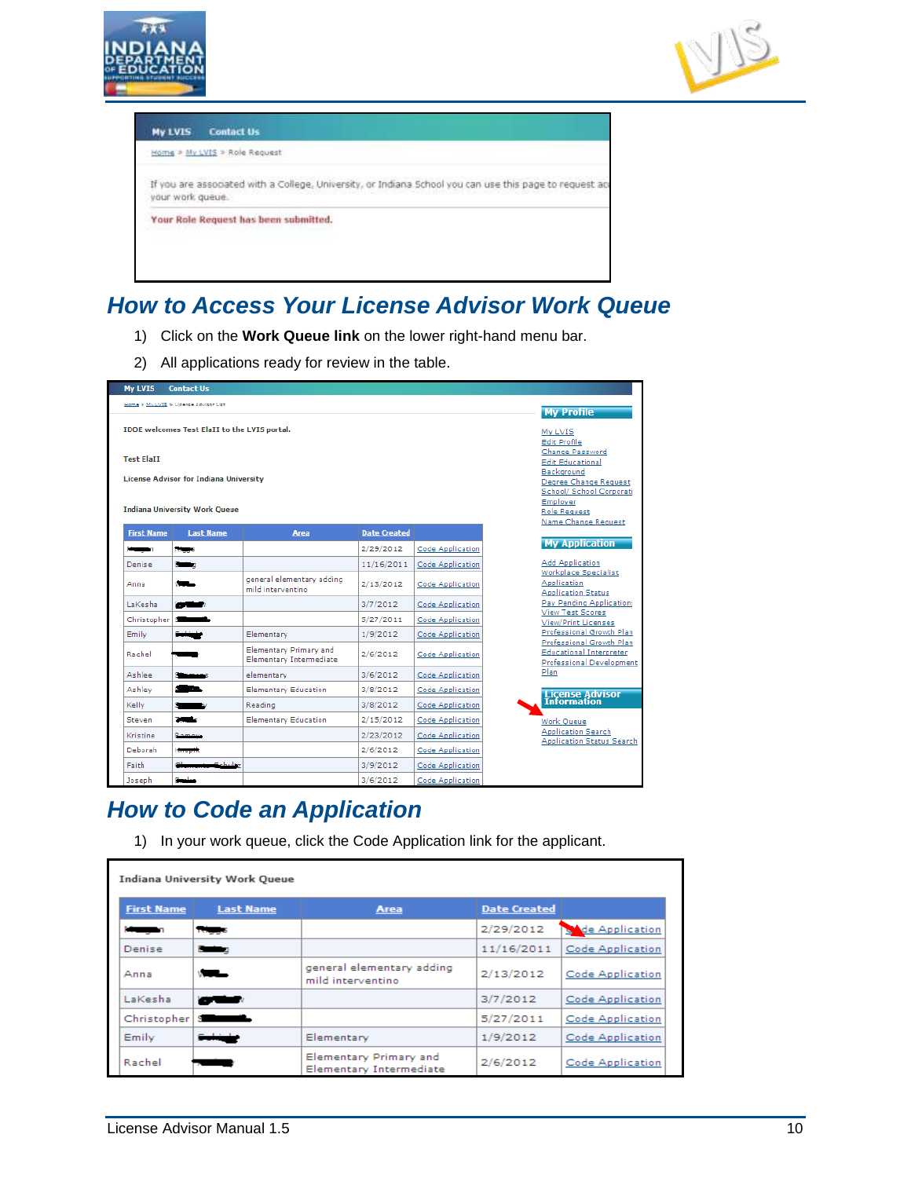## How to Access Your License Advisor Work Queue

1) Click on the **Work Queue link** on the lower right-hand menu bar.
2) All applications ready for review in the table.

## How to Code an Application

1) In your work queue, click the Code Application link for the applicant.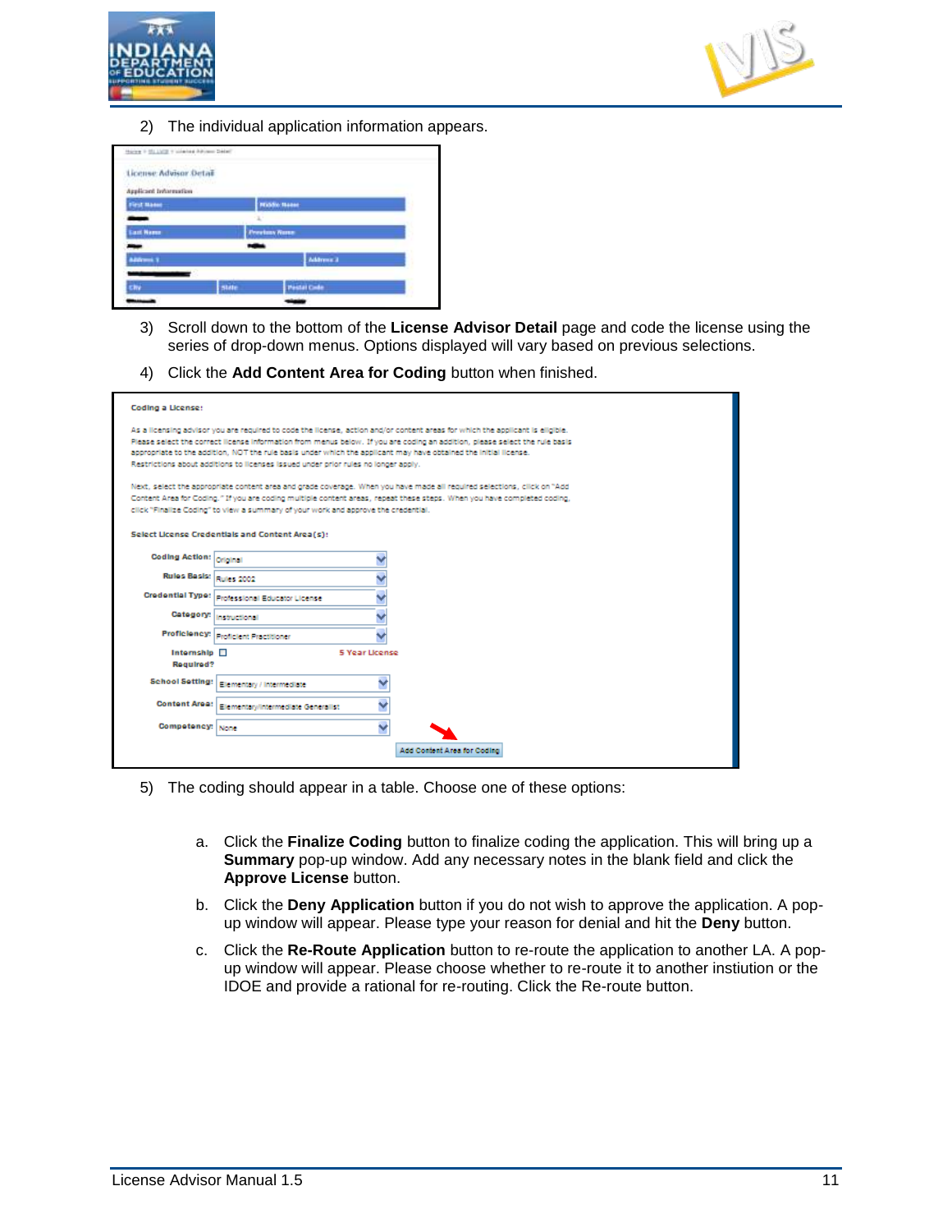2) The individual application information appears.

3) Scroll down to the bottom of the **License Advisor Detail** page and code the license using the series of drop-down menus. Options displayed will vary based on previous selections.

4) Click the **Add Content Area for Coding** button when finished.

5) The coding should appear in a table. Choose one of these options:

   a. Click the **Finalize Coding** button to finalize coding the application. This will bring up a **Summary** pop-up window. Add any necessary notes in the blank field and click the **Approve License** button.

   b. Click the **Deny Application** button if you do not wish to approve the application. A pop-up window will appear. Please type your reason for denial and hit the **Deny** button.

   c. Click the **Re-Route Application** button to re-route the application to another LA. A pop-up window will appear. Please choose whether to re-route it to another instiution or the IDOE and provide a rational for re-routing. Click the Re-route button.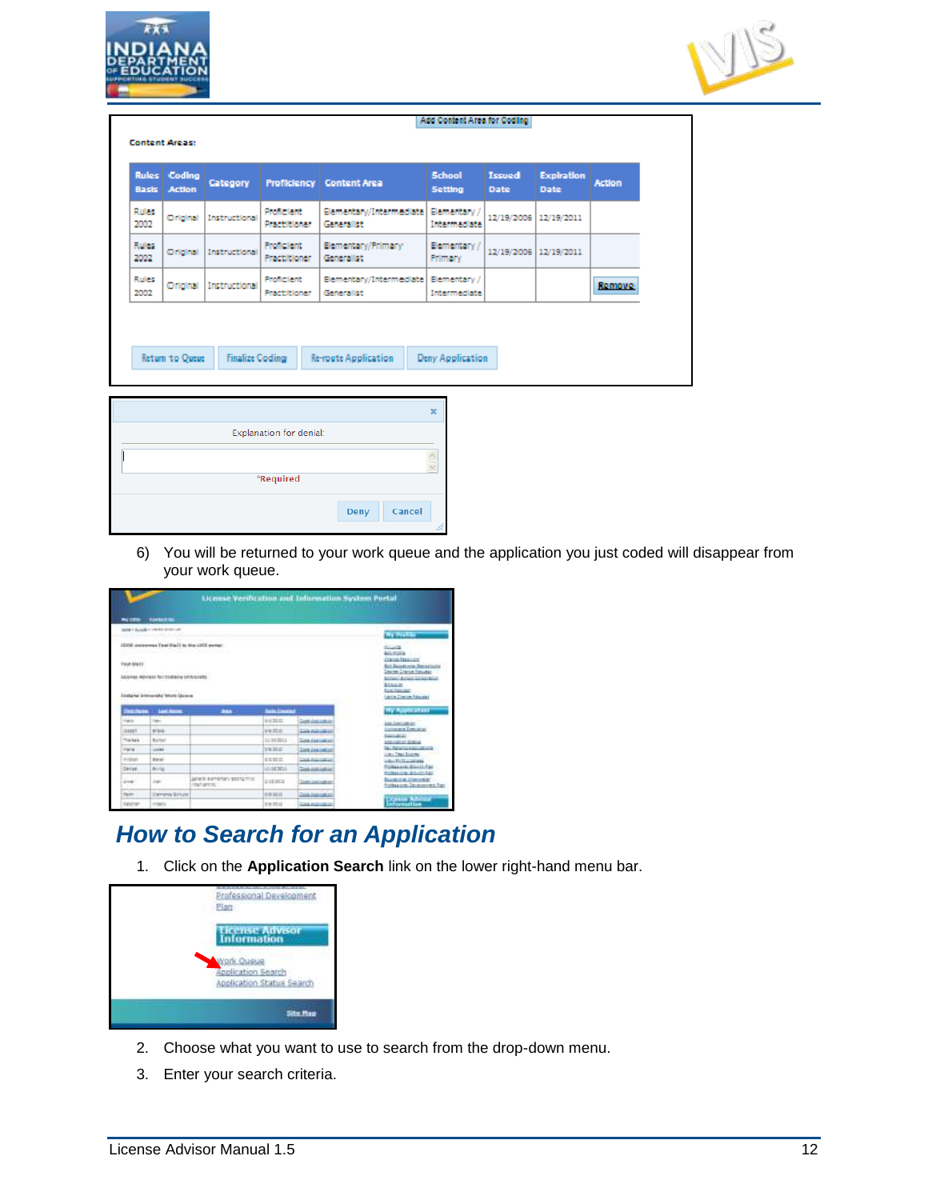6) You will be returned to your work queue and the application you just coded will disappear from your work queue.

## *How to Search for an Application*

1. Click on the **Application Search** link on the lower right-hand menu bar.

2. Choose what you want to use to search from the drop-down menu.

3. Enter your search criteria.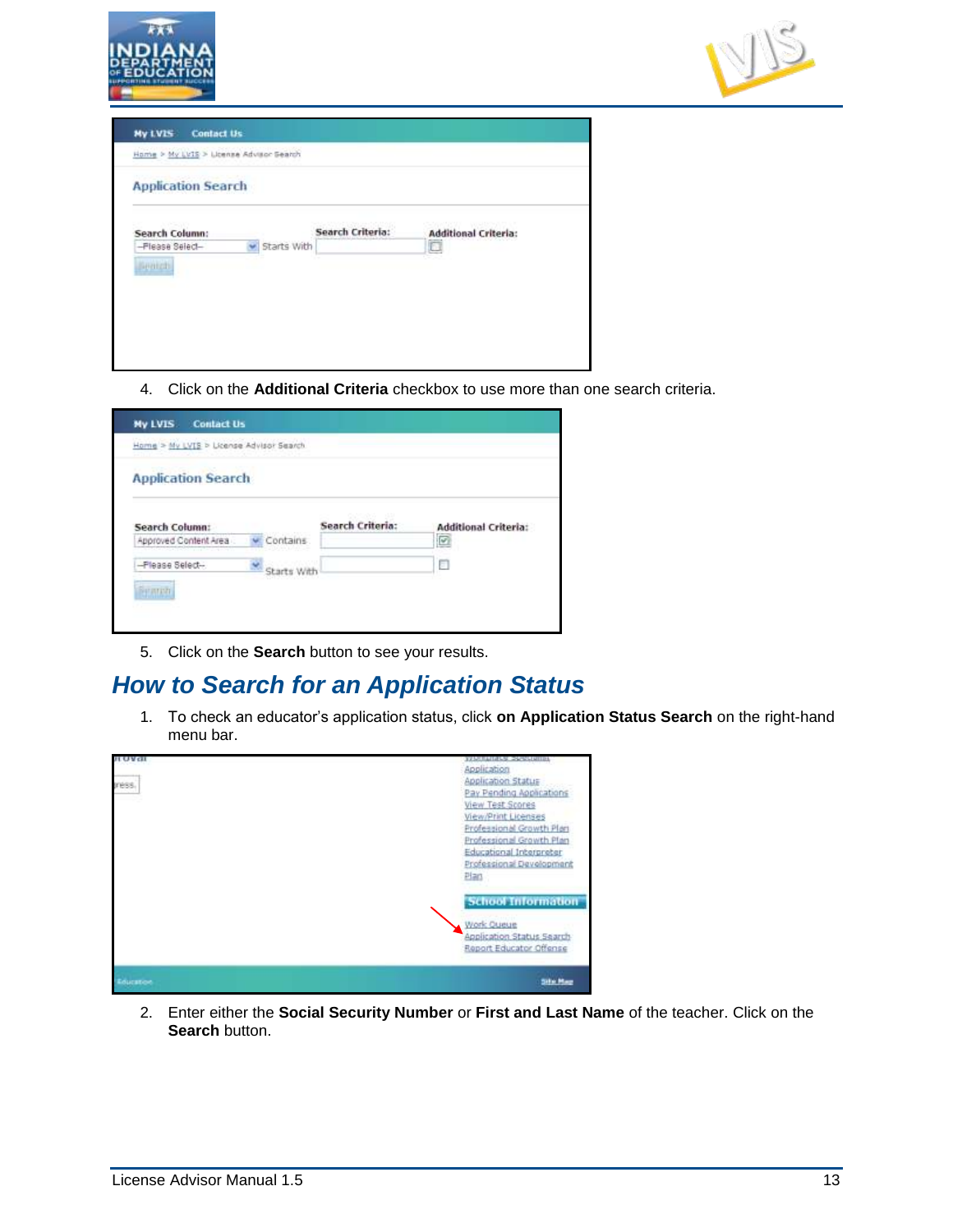4. Click on the **Additional Criteria** checkbox to use more than one search criteria.

5. Click on the **Search** button to see your results.

## *How to Search for an Application Status*

1. To check an educator's application status, click **on Application Status Search** on the right-hand menu bar.

2. Enter either the **Social Security Number** or **First and Last Name** of the teacher. Click on the **Search** button.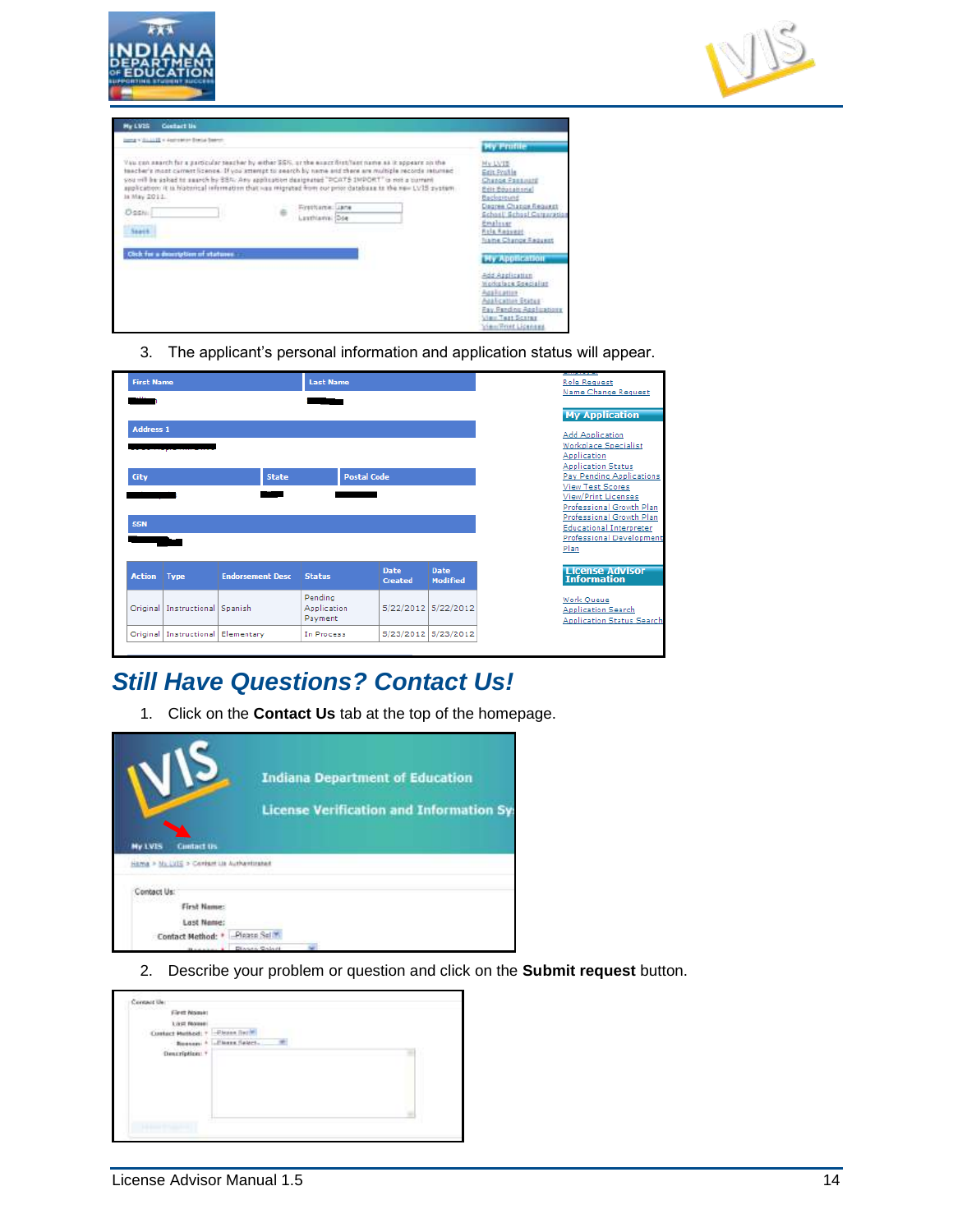3. The applicant's personal information and application status will appear.

## Still Have Questions? Contact Us!

1. Click on the **Contact Us** tab at the top of the homepage.

2. Describe your problem or question and click on the **Submit request** button.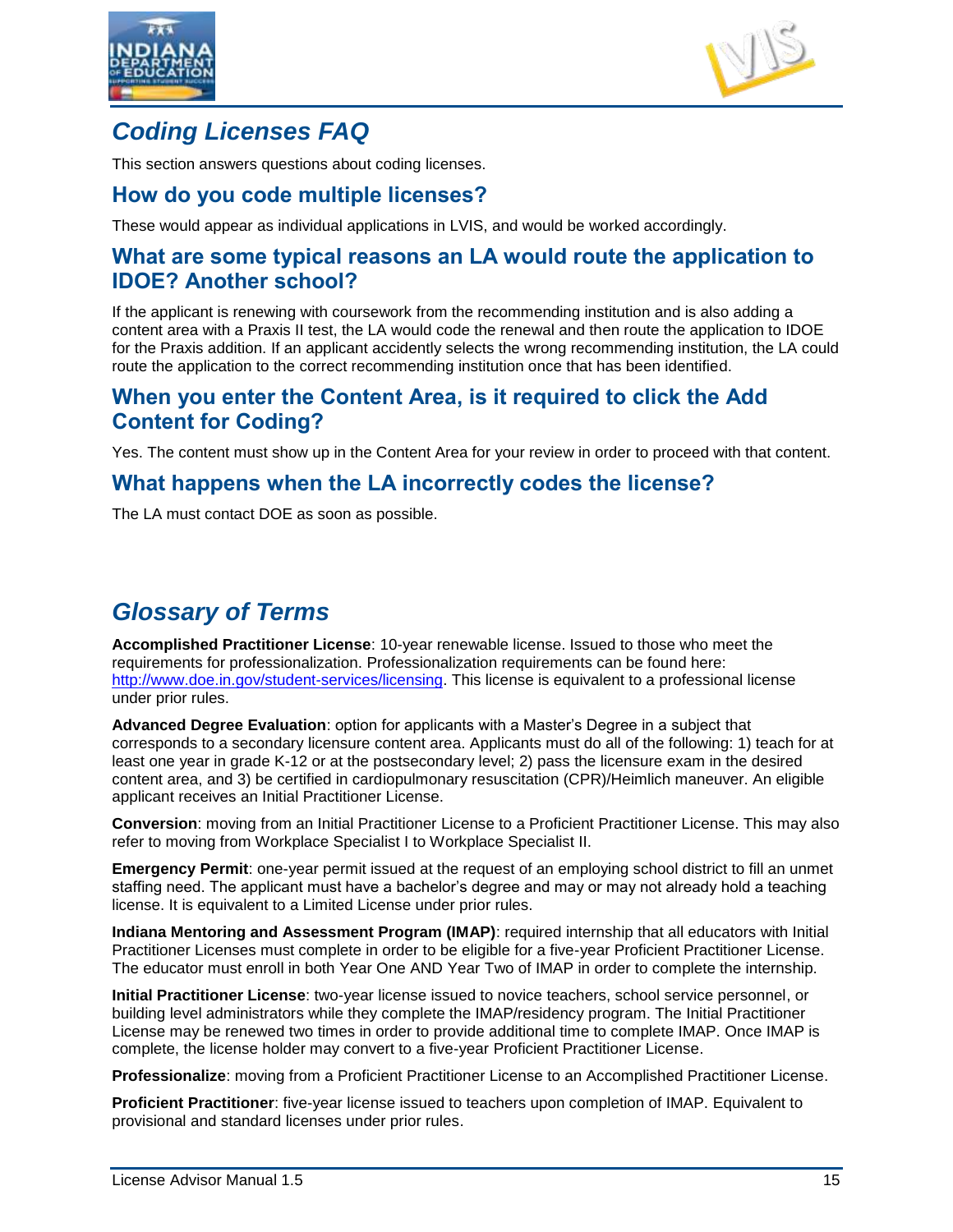# *Coding Licenses FAQ*

This section answers questions about coding licenses.

## How do you code multiple licenses?

These would appear as individual applications in LVIS, and would be worked accordingly.

## What are some typical reasons an LA would route the application to IDOE? Another school?

If the applicant is renewing with coursework from the recommending institution and is also adding a content area with a Praxis II test, the LA would code the renewal and then route the application to IDOE for the Praxis addition. If an applicant accidently selects the wrong recommending institution, the LA could route the application to the correct recommending institution once that has been identified.

## When you enter the Content Area, is it required to click the Add Content for Coding?

Yes. The content must show up in the Content Area for your review in order to proceed with that content.

## What happens when the LA incorrectly codes the license?

The LA must contact DOE as soon as possible.

# *Glossary of Terms*

**Accomplished Practitioner License**: 10-year renewable license. Issued to those who meet the requirements for professionalization. Professionalization requirements can be found here: http://www.doe.in.gov/student-services/licensing. This license is equivalent to a professional license under prior rules.

**Advanced Degree Evaluation**: option for applicants with a Master's Degree in a subject that corresponds to a secondary licensure content area. Applicants must do all of the following: 1) teach for at least one year in grade K-12 or at the postsecondary level; 2) pass the licensure exam in the desired content area, and 3) be certified in cardiopulmonary resuscitation (CPR)/Heimlich maneuver. An eligible applicant receives an Initial Practitioner License.

**Conversion**: moving from an Initial Practitioner License to a Proficient Practitioner License. This may also refer to moving from Workplace Specialist I to Workplace Specialist II.

**Emergency Permit**: one-year permit issued at the request of an employing school district to fill an unmet staffing need. The applicant must have a bachelor's degree and may or may not already hold a teaching license. It is equivalent to a Limited License under prior rules.

**Indiana Mentoring and Assessment Program (IMAP)**: required internship that all educators with Initial Practitioner Licenses must complete in order to be eligible for a five-year Proficient Practitioner License. The educator must enroll in both Year One AND Year Two of IMAP in order to complete the internship.

**Initial Practitioner License**: two-year license issued to novice teachers, school service personnel, or building level administrators while they complete the IMAP/residency program. The Initial Practitioner License may be renewed two times in order to provide additional time to complete IMAP. Once IMAP is complete, the license holder may convert to a five-year Proficient Practitioner License.

**Professionalize**: moving from a Proficient Practitioner License to an Accomplished Practitioner License.

**Proficient Practitioner**: five-year license issued to teachers upon completion of IMAP. Equivalent to provisional and standard licenses under prior rules.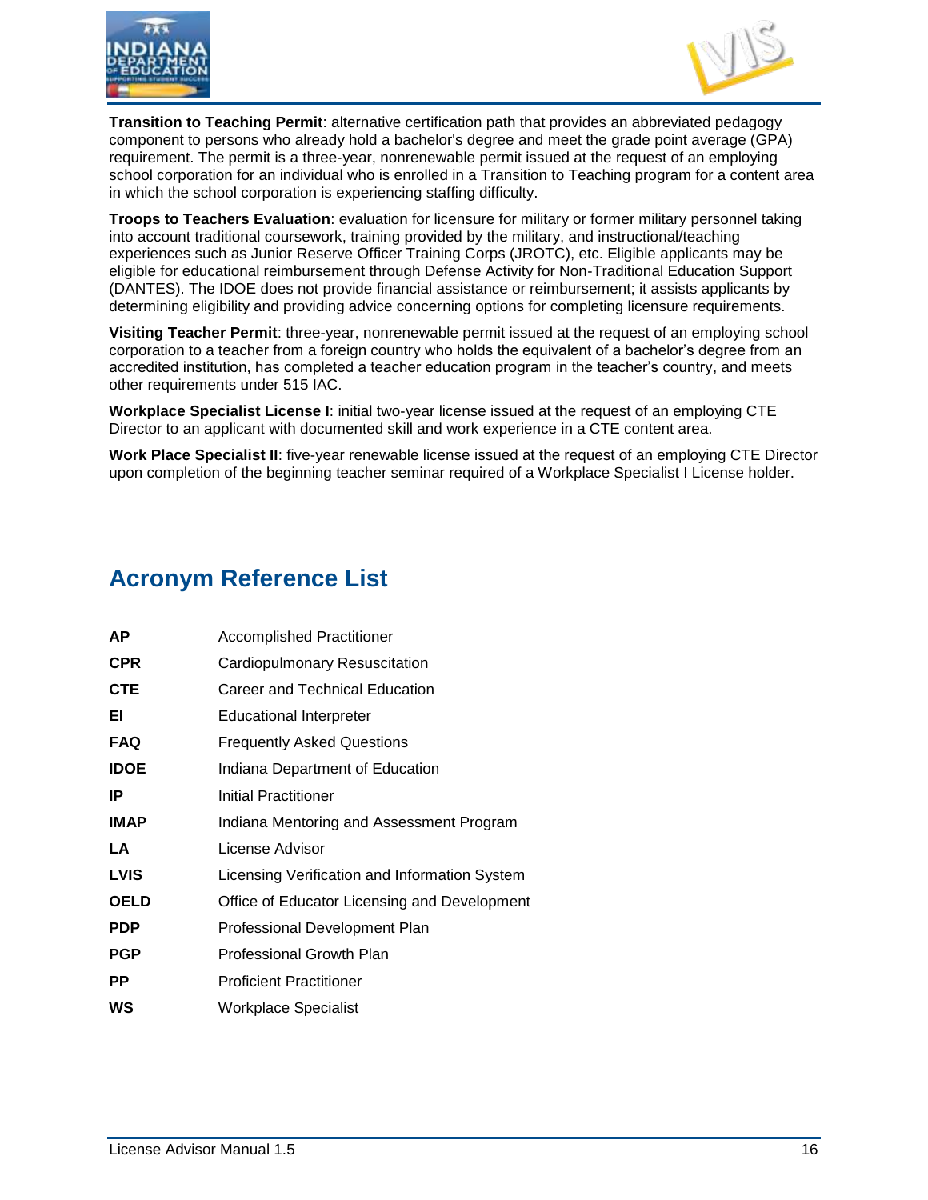**Transition to Teaching Permit**: alternative certification path that provides an abbreviated pedagogy component to persons who already hold a bachelor's degree and meet the grade point average (GPA) requirement. The permit is a three-year, nonrenewable permit issued at the request of an employing school corporation for an individual who is enrolled in a Transition to Teaching program for a content area in which the school corporation is experiencing staffing difficulty.

**Troops to Teachers Evaluation**: evaluation for licensure for military or former military personnel taking into account traditional coursework, training provided by the military, and instructional/teaching experiences such as Junior Reserve Officer Training Corps (JROTC), etc. Eligible applicants may be eligible for educational reimbursement through Defense Activity for Non-Traditional Education Support (DANTES). The IDOE does not provide financial assistance or reimbursement; it assists applicants by determining eligibility and providing advice concerning options for completing licensure requirements.

**Visiting Teacher Permit**: three-year, nonrenewable permit issued at the request of an employing school corporation to a teacher from a foreign country who holds the equivalent of a bachelor's degree from an accredited institution, has completed a teacher education program in the teacher's country, and meets other requirements under 515 IAC.

**Workplace Specialist License I**: initial two-year license issued at the request of an employing CTE Director to an applicant with documented skill and work experience in a CTE content area.

**Work Place Specialist II**: five-year renewable license issued at the request of an employing CTE Director upon completion of the beginning teacher seminar required of a Workplace Specialist I License holder.

## Acronym Reference List

| | |
|---|---|
| **AP** | Accomplished Practitioner |
| **CPR** | Cardiopulmonary Resuscitation |
| **CTE** | Career and Technical Education |
| **EI** | Educational Interpreter |
| **FAQ** | Frequently Asked Questions |
| **IDOE** | Indiana Department of Education |
| **IP** | Initial Practitioner |
| **IMAP** | Indiana Mentoring and Assessment Program |
| **LA** | License Advisor |
| **LVIS** | Licensing Verification and Information System |
| **OELD** | Office of Educator Licensing and Development |
| **PDP** | Professional Development Plan |
| **PGP** | Professional Growth Plan |
| **PP** | Proficient Practitioner |
| **WS** | Workplace Specialist |